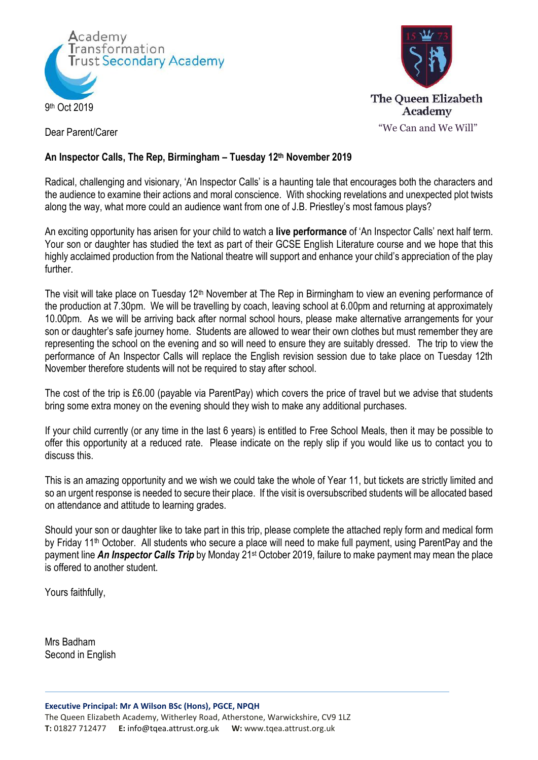Academy Transformation Trust Secondary Academy

The Queen Elizabeth Academy

"We Can and We Will"

9th Oct 2019

Dear Parent/Carer

**An Inspector Calls, The Rep, Birmingham – Tuesday 12th November 2019**

Radical, challenging and visionary, 'An Inspector Calls' is a haunting tale that encourages both the characters and the audience to examine their actions and moral conscience. With shocking revelations and unexpected plot twists along the way, what more could an audience want from one of J.B. Priestley's most famous plays?

An exciting opportunity has arisen for your child to watch a **live performance** of 'An Inspector Calls' next half term. Your son or daughter has studied the text as part of their GCSE English Literature course and we hope that this highly acclaimed production from the National theatre will support and enhance your child's appreciation of the play further.

The visit will take place on Tuesday 12th November at The Rep in Birmingham to view an evening performance of the production at 7.30pm. We will be travelling by coach, leaving school at 6.00pm and returning at approximately 10.00pm. As we will be arriving back after normal school hours, please make alternative arrangements for your son or daughter's safe journey home. Students are allowed to wear their own clothes but must remember they are representing the school on the evening and so will need to ensure they are suitably dressed. The trip to view the performance of An Inspector Calls will replace the English revision session due to take place on Tuesday 12th November therefore students will not be required to stay after school.

The cost of the trip is £6.00 (payable via ParentPay) which covers the price of travel but we advise that students bring some extra money on the evening should they wish to make any additional purchases.

If your child currently (or any time in the last 6 years) is entitled to Free School Meals, then it may be possible to offer this opportunity at a reduced rate. Please indicate on the reply slip if you would like us to contact you to discuss this.

This is an amazing opportunity and we wish we could take the whole of Year 11, but tickets are strictly limited and so an urgent response is needed to secure their place. If the visit is oversubscribed students will be allocated based on attendance and attitude to learning grades.

Should your son or daughter like to take part in this trip, please complete the attached reply form and medical form by Friday 11th October. All students who secure a place will need to make full payment, using ParentPay and the payment line ***An Inspector Calls Trip*** by Monday 21st October 2019, failure to make payment may mean the place is offered to another student.

Yours faithfully,

Mrs Badham
Second in English

**Executive Principal: Mr A Wilson BSc (Hons), PGCE, NPQH**
The Queen Elizabeth Academy, Witherley Road, Atherstone, Warwickshire, CV9 1LZ
**T:** 01827 712477 **E:** info@tqea.attrust.org.uk **W:** www.tqea.attrust.org.uk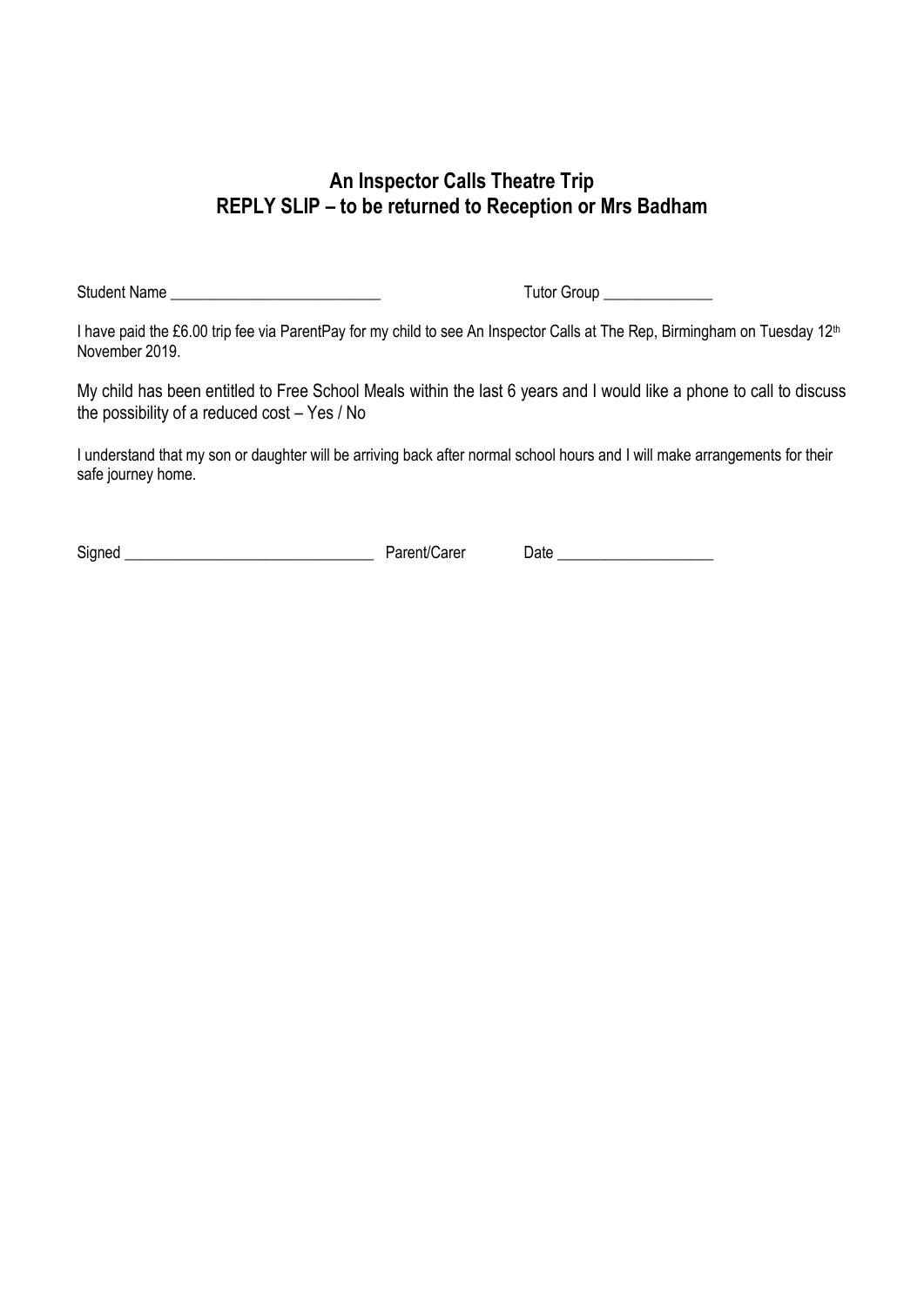## An Inspector Calls Theatre Trip
## REPLY SLIP – to be returned to Reception or Mrs Badham

Student Name ___________________________ Tutor Group ______________

I have paid the £6.00 trip fee via ParentPay for my child to see An Inspector Calls at The Rep, Birmingham on Tuesday 12th November 2019.

My child has been entitled to Free School Meals within the last 6 years and I would like a phone to call to discuss the possibility of a reduced cost – Yes / No

I understand that my son or daughter will be arriving back after normal school hours and I will make arrangements for their safe journey home.

Signed ________________________________ Parent/Carer Date ____________________